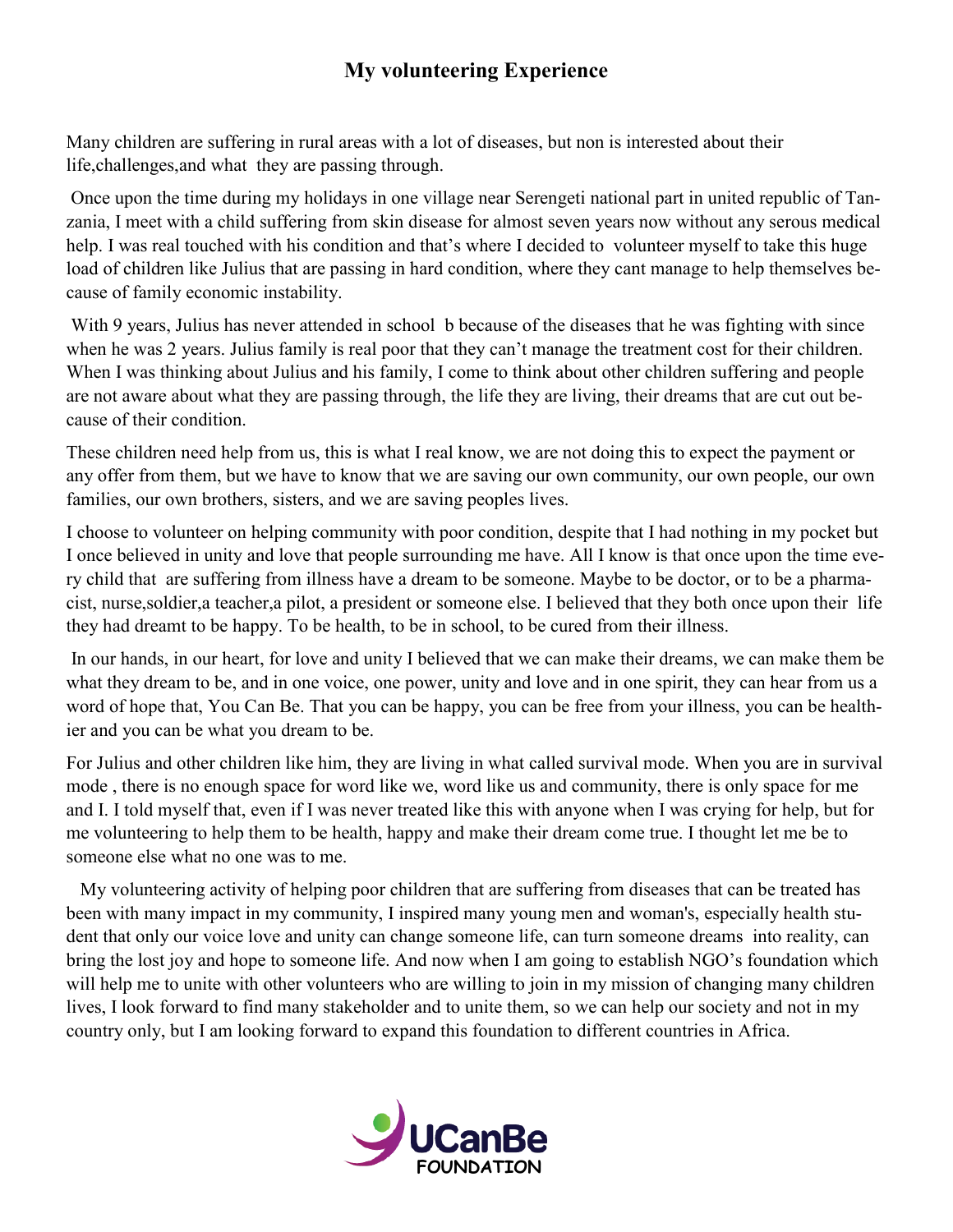## My volunteering Experience

Many children are suffering in rural areas with a lot of diseases, but non is interested about their life,challenges,and what they are passing through.

Once upon the time during my holidays in one village near Serengeti national part in united republic of Tanzania, I meet with a child suffering from skin disease for almost seven years now without any serous medical help. I was real touched with his condition and that's where I decided to volunteer myself to take this huge load of children like Julius that are passing in hard condition, where they cant manage to help themselves because of family economic instability.

With 9 years, Julius has never attended in school b because of the diseases that he was fighting with since when he was 2 years. Julius family is real poor that they can't manage the treatment cost for their children. When I was thinking about Julius and his family, I come to think about other children suffering and people are not aware about what they are passing through, the life they are living, their dreams that are cut out because of their condition.

These children need help from us, this is what I real know, we are not doing this to expect the payment or any offer from them, but we have to know that we are saving our own community, our own people, our own families, our own brothers, sisters, and we are saving peoples lives.

I choose to volunteer on helping community with poor condition, despite that I had nothing in my pocket but I once believed in unity and love that people surrounding me have. All I know is that once upon the time every child that are suffering from illness have a dream to be someone. Maybe to be doctor, or to be a pharmacist, nurse,soldier,a teacher,a pilot, a president or someone else. I believed that they both once upon their life they had dreamt to be happy. To be health, to be in school, to be cured from their illness.

In our hands, in our heart, for love and unity I believed that we can make their dreams, we can make them be what they dream to be, and in one voice, one power, unity and love and in one spirit, they can hear from us a word of hope that, You Can Be. That you can be happy, you can be free from your illness, you can be healthier and you can be what you dream to be.

For Julius and other children like him, they are living in what called survival mode. When you are in survival mode , there is no enough space for word like we, word like us and community, there is only space for me and I. I told myself that, even if I was never treated like this with anyone when I was crying for help, but for me volunteering to help them to be health, happy and make their dream come true. I thought let me be to someone else what no one was to me.

My volunteering activity of helping poor children that are suffering from diseases that can be treated has been with many impact in my community, I inspired many young men and woman's, especially health student that only our voice love and unity can change someone life, can turn someone dreams into reality, can bring the lost joy and hope to someone life. And now when I am going to establish NGO's foundation which will help me to unite with other volunteers who are willing to join in my mission of changing many children lives, I look forward to find many stakeholder and to unite them, so we can help our society and not in my country only, but I am looking forward to expand this foundation to different countries in Africa.

UCanBe FOUNDATION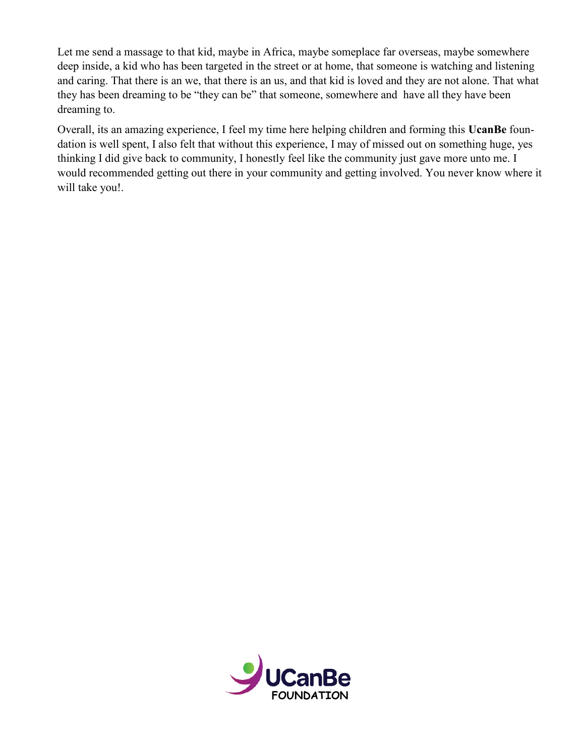Let me send a massage to that kid, maybe in Africa, maybe someplace far overseas, maybe somewhere deep inside, a kid who has been targeted in the street or at home, that someone is watching and listening and caring. That there is an we, that there is an us, and that kid is loved and they are not alone. That what they has been dreaming to be "they can be" that someone, somewhere and have all they have been dreaming to.

Overall, its an amazing experience, I feel my time here helping children and forming this **UcanBe** foundation is well spent, I also felt that without this experience, I may of missed out on something huge, yes thinking I did give back to community, I honestly feel like the community just gave more unto me. I would recommended getting out there in your community and getting involved. You never know where it will take you!.

UCanBe
FOUNDATION